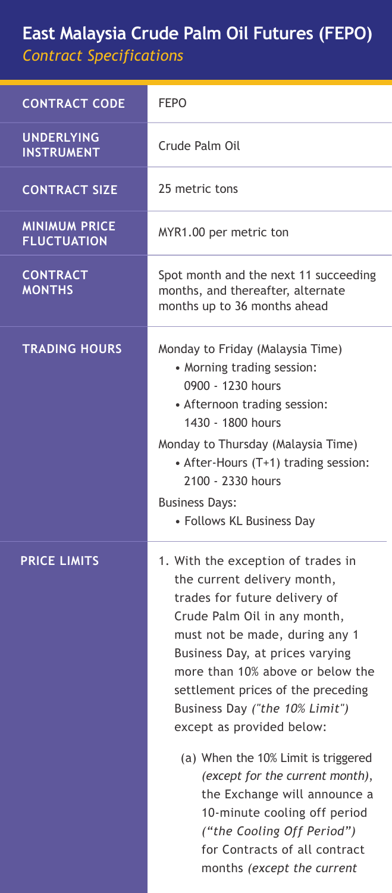# East Malaysia Crude Palm Oil Futures (FEPO)

*Contract Specifications*

| | |
|---|---|
| **CONTRACT CODE** | FEPO |
| **UNDERLYING INSTRUMENT** | Crude Palm Oil |
| **CONTRACT SIZE** | 25 metric tons |
| **MINIMUM PRICE FLUCTUATION** | MYR1.00 per metric ton |
| **CONTRACT MONTHS** | Spot month and the next 11 succeeding months, and thereafter, alternate months up to 36 months ahead |
| **TRADING HOURS** | Monday to Friday (Malaysia Time)<br>• Morning trading session: 0900 - 1230 hours<br>• Afternoon trading session: 1430 - 1800 hours<br>Monday to Thursday (Malaysia Time)<br>• After-Hours (T+1) trading session: 2100 - 2330 hours<br>Business Days:<br>• Follows KL Business Day |
| **PRICE LIMITS** | 1. With the exception of trades in the current delivery month, trades for future delivery of Crude Palm Oil in any month, must not be made, during any 1 Business Day, at prices varying more than 10% above or below the settlement prices of the preceding Business Day *("the 10% Limit")* except as provided below:<br>(a) When the 10% Limit is triggered *(except for the current month)*, the Exchange will announce a 10-minute cooling off period *("the Cooling Off Period")* for Contracts of all contract months *(except the current* |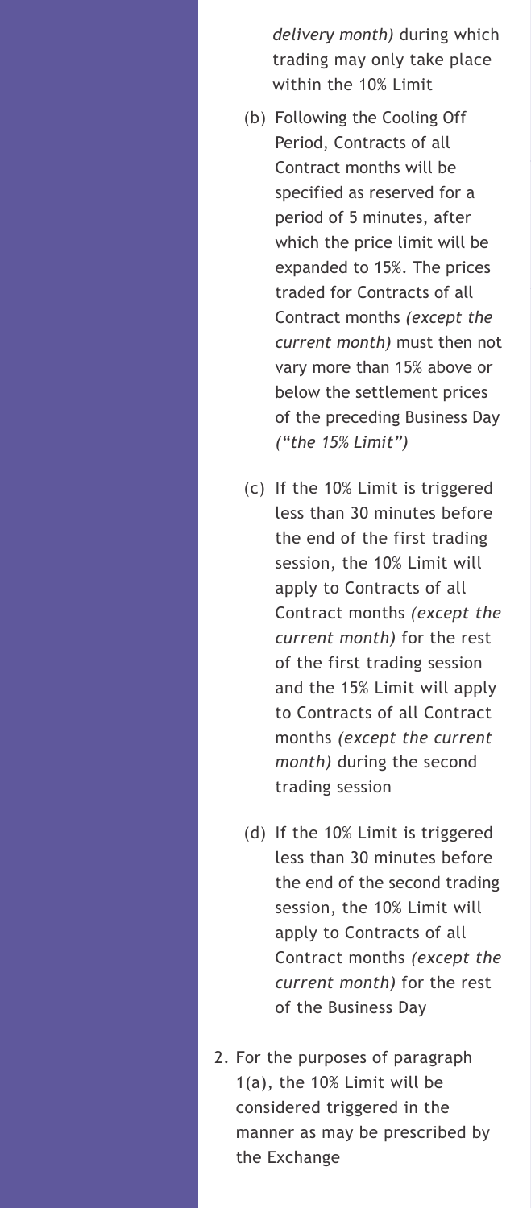*delivery month)* during which trading may only take place within the 10% Limit

(b) Following the Cooling Off Period, Contracts of all Contract months will be specified as reserved for a period of 5 minutes, after which the price limit will be expanded to 15%. The prices traded for Contracts of all Contract months *(except the current month)* must then not vary more than 15% above or below the settlement prices of the preceding Business Day *("the 15% Limit")*

(c) If the 10% Limit is triggered less than 30 minutes before the end of the first trading session, the 10% Limit will apply to Contracts of all Contract months *(except the current month)* for the rest of the first trading session and the 15% Limit will apply to Contracts of all Contract months *(except the current month)* during the second trading session

(d) If the 10% Limit is triggered less than 30 minutes before the end of the second trading session, the 10% Limit will apply to Contracts of all Contract months *(except the current month)* for the rest of the Business Day

2. For the purposes of paragraph 1(a), the 10% Limit will be considered triggered in the manner as may be prescribed by the Exchange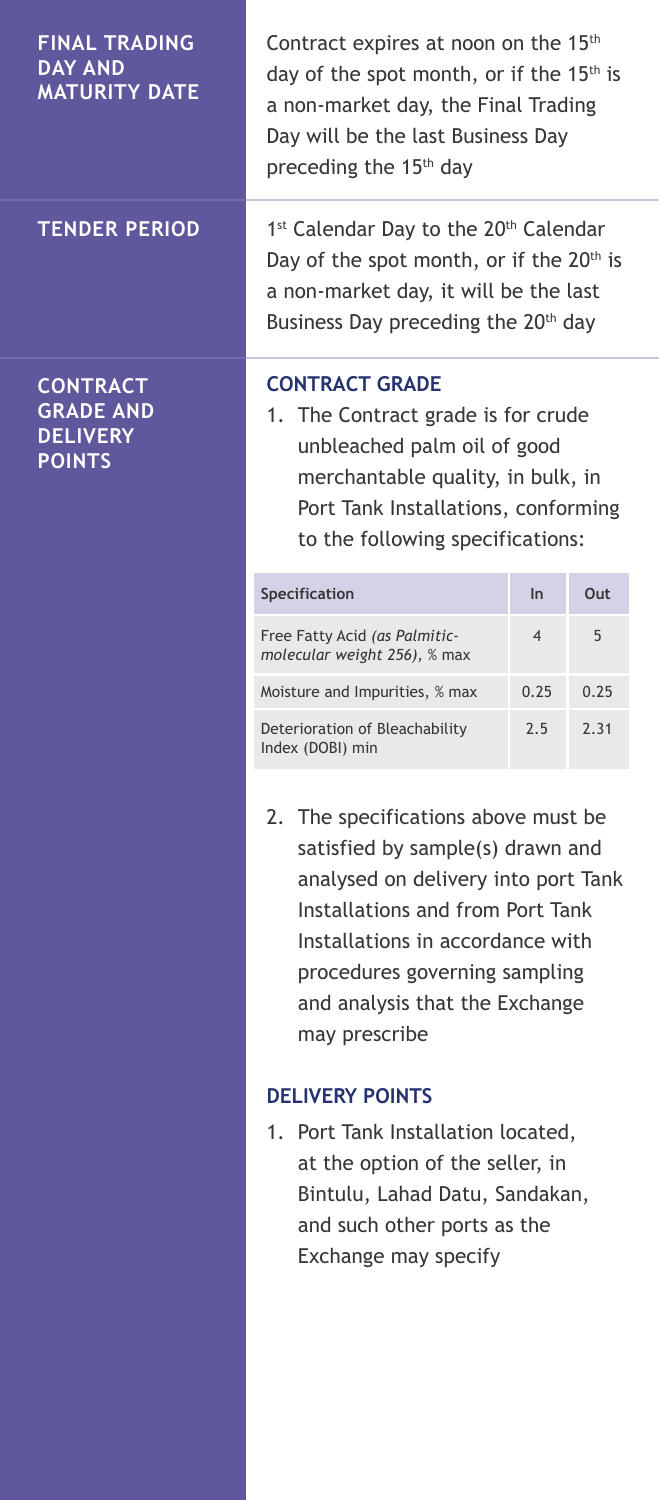**FINAL TRADING DAY AND MATURITY DATE**

Contract expires at noon on the 15th day of the spot month, or if the 15th is a non-market day, the Final Trading Day will be the last Business Day preceding the 15th day

**TENDER PERIOD**

1st Calendar Day to the 20th Calendar Day of the spot month, or if the 20th is a non-market day, it will be the last Business Day preceding the 20th day

**CONTRACT GRADE AND DELIVERY POINTS**

### CONTRACT GRADE

1. The Contract grade is for crude unbleached palm oil of good merchantable quality, in bulk, in Port Tank Installations, conforming to the following specifications:

| Specification | In | Out |
|---|---|---|
| Free Fatty Acid *(as Palmitic-molecular weight 256)*, % max | 4 | 5 |
| Moisture and Impurities, % max | 0.25 | 0.25 |
| Deterioration of Bleachability Index (DOBI) min | 2.5 | 2.31 |

2. The specifications above must be satisfied by sample(s) drawn and analysed on delivery into port Tank Installations and from Port Tank Installations in accordance with procedures governing sampling and analysis that the Exchange may prescribe

### DELIVERY POINTS

1. Port Tank Installation located, at the option of the seller, in Bintulu, Lahad Datu, Sandakan, and such other ports as the Exchange may specify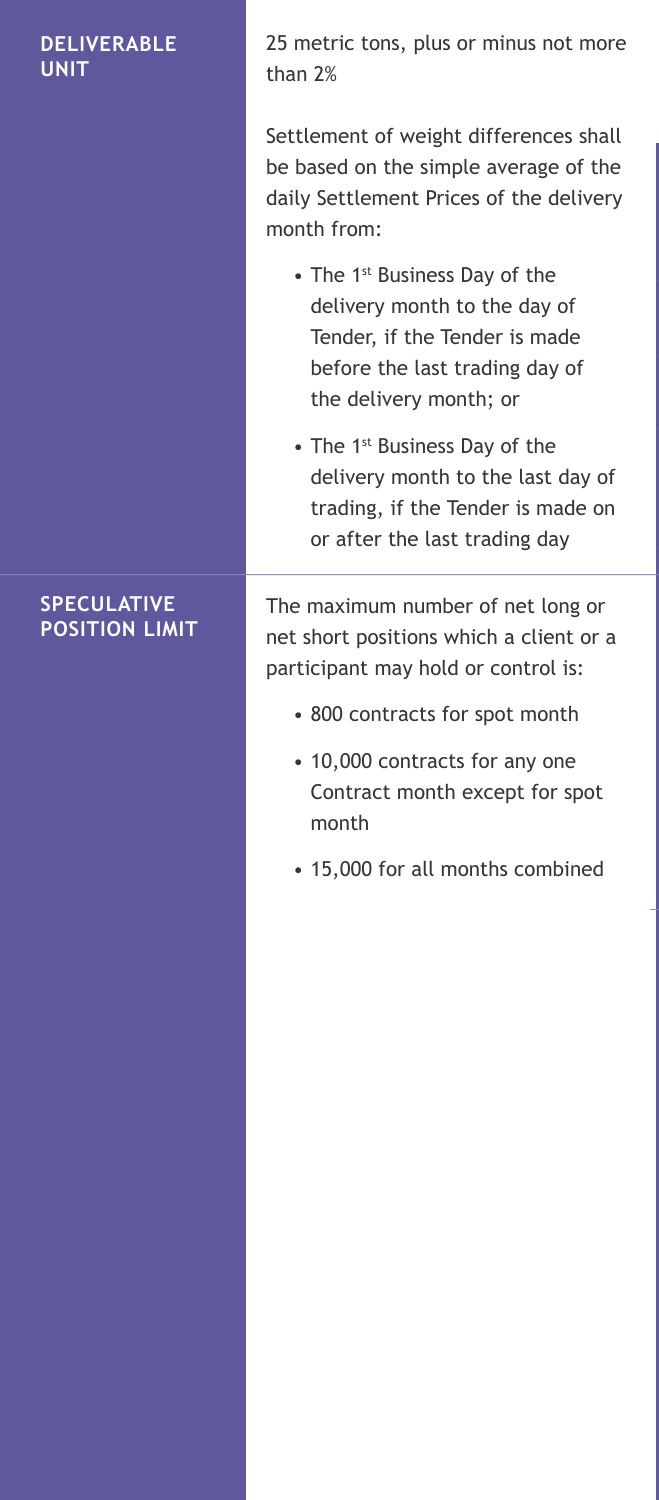| | |
|---|---|
| **DELIVERABLE UNIT** | 25 metric tons, plus or minus not more than 2%<br><br>Settlement of weight differences shall be based on the simple average of the daily Settlement Prices of the delivery month from:<br><br>• The 1st Business Day of the delivery month to the day of Tender, if the Tender is made before the last trading day of the delivery month; or<br><br>• The 1st Business Day of the delivery month to the last day of trading, if the Tender is made on or after the last trading day |
| **SPECULATIVE POSITION LIMIT** | The maximum number of net long or net short positions which a client or a participant may hold or control is:<br><br>• 800 contracts for spot month<br><br>• 10,000 contracts for any one Contract month except for spot month<br><br>• 15,000 for all months combined |